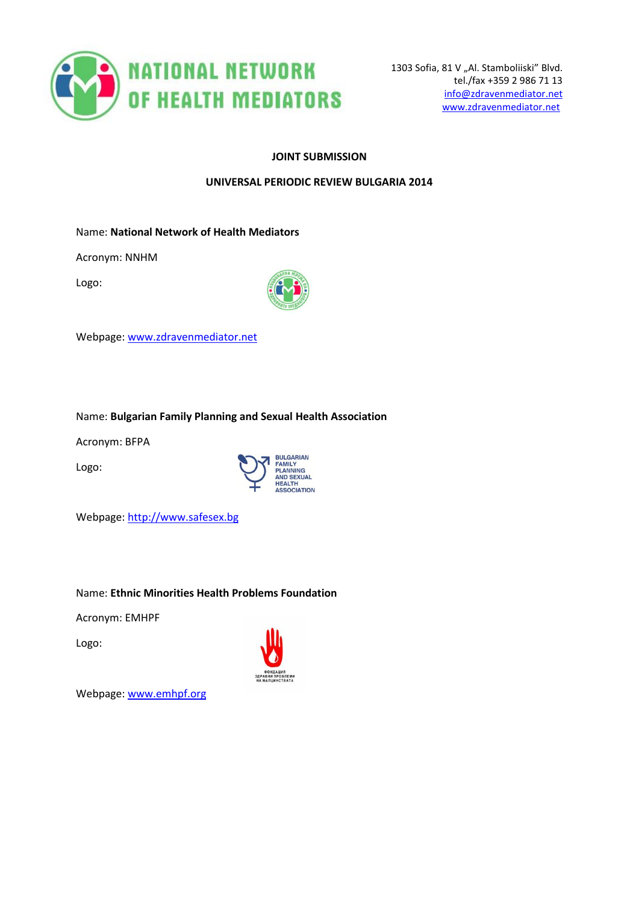**NATIONAL NETWORK OF HEALTH MEDIATORS**

1303 Sofia, 81 V „Al. Stamboliiski" Blvd.
tel./fax +359 2 986 71 13
info@zdravenmediator.net
www.zdravenmediator.net

**JOINT SUBMISSION**

**UNIVERSAL PERIODIC REVIEW BULGARIA 2014**

Name: **National Network of Health Mediators**

Acronym: NNHM

Logo:

Webpage: www.zdravenmediator.net

Name: **Bulgarian Family Planning and Sexual Health Association**

Acronym: BFPA

Logo:

BULGARIAN FAMILY PLANNING AND SEXUAL HEALTH ASSOCIATION

Webpage: http://www.safesex.bg

Name: **Ethnic Minorities Health Problems Foundation**

Acronym: EMHPF

Logo:

ФОНДАЦИЯ ЗДРАВНИ ПРОБЛЕМИ НА МАЛЦИНСТВАТА

Webpage: www.emhpf.org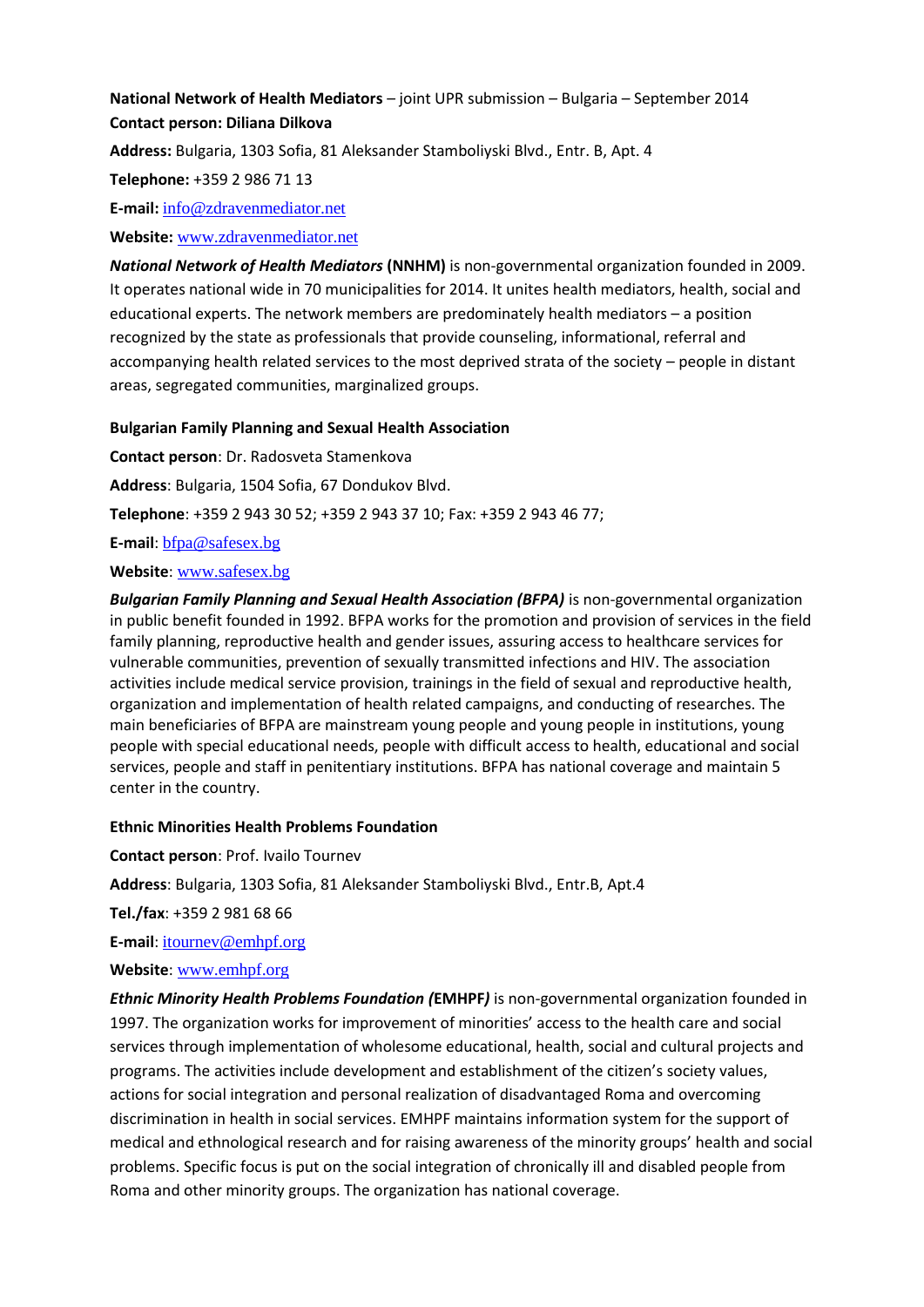**National Network of Health Mediators** – joint UPR submission – Bulgaria – September 2014

**Contact person: Diliana Dilkova**

**Address:** Bulgaria, 1303 Sofia, 81 Aleksander Stamboliyski Blvd., Entr. B, Apt. 4

**Telephone:** +359 2 986 71 13

**E-mail:** info@zdravenmediator.net

**Website:** www.zdravenmediator.net

***National Network of Health Mediators*** **(NNHM)** is non-governmental organization founded in 2009. It operates national wide in 70 municipalities for 2014. It unites health mediators, health, social and educational experts. The network members are predominately health mediators – a position recognized by the state as professionals that provide counseling, informational, referral and accompanying health related services to the most deprived strata of the society – people in distant areas, segregated communities, marginalized groups.

**Bulgarian Family Planning and Sexual Health Association**

**Contact person**: Dr. Radosveta Stamenkova

**Address**: Bulgaria, 1504 Sofia, 67 Dondukov Blvd.

**Telephone**: +359 2 943 30 52; +359 2 943 37 10; Fax: +359 2 943 46 77;

**E-mail**: bfpa@safesex.bg

**Website**: www.safesex.bg

***Bulgarian Family Planning and Sexual Health Association (BFPA)*** is non-governmental organization in public benefit founded in 1992. BFPA works for the promotion and provision of services in the field family planning, reproductive health and gender issues, assuring access to healthcare services for vulnerable communities, prevention of sexually transmitted infections and HIV. The association activities include medical service provision, trainings in the field of sexual and reproductive health, organization and implementation of health related campaigns, and conducting of researches. The main beneficiaries of BFPA are mainstream young people and young people in institutions, young people with special educational needs, people with difficult access to health, educational and social services, people and staff in penitentiary institutions. BFPA has national coverage and maintain 5 center in the country.

**Ethnic Minorities Health Problems Foundation**

**Contact person**: Prof. Ivailo Tournev

**Address**: Bulgaria, 1303 Sofia, 81 Aleksander Stamboliyski Blvd., Entr.B, Apt.4

**Tel./fax**: +359 2 981 68 66

**E-mail**: itournev@emhpf.org

**Website**: www.emhpf.org

***Ethnic Minority Health Problems Foundation (*****EMHPF*****)*** is non-governmental organization founded in 1997. The organization works for improvement of minorities' access to the health care and social services through implementation of wholesome educational, health, social and cultural projects and programs. The activities include development and establishment of the citizen's society values, actions for social integration and personal realization of disadvantaged Roma and overcoming discrimination in health in social services. EMHPF maintains information system for the support of medical and ethnological research and for raising awareness of the minority groups' health and social problems. Specific focus is put on the social integration of chronically ill and disabled people from Roma and other minority groups. The organization has national coverage.